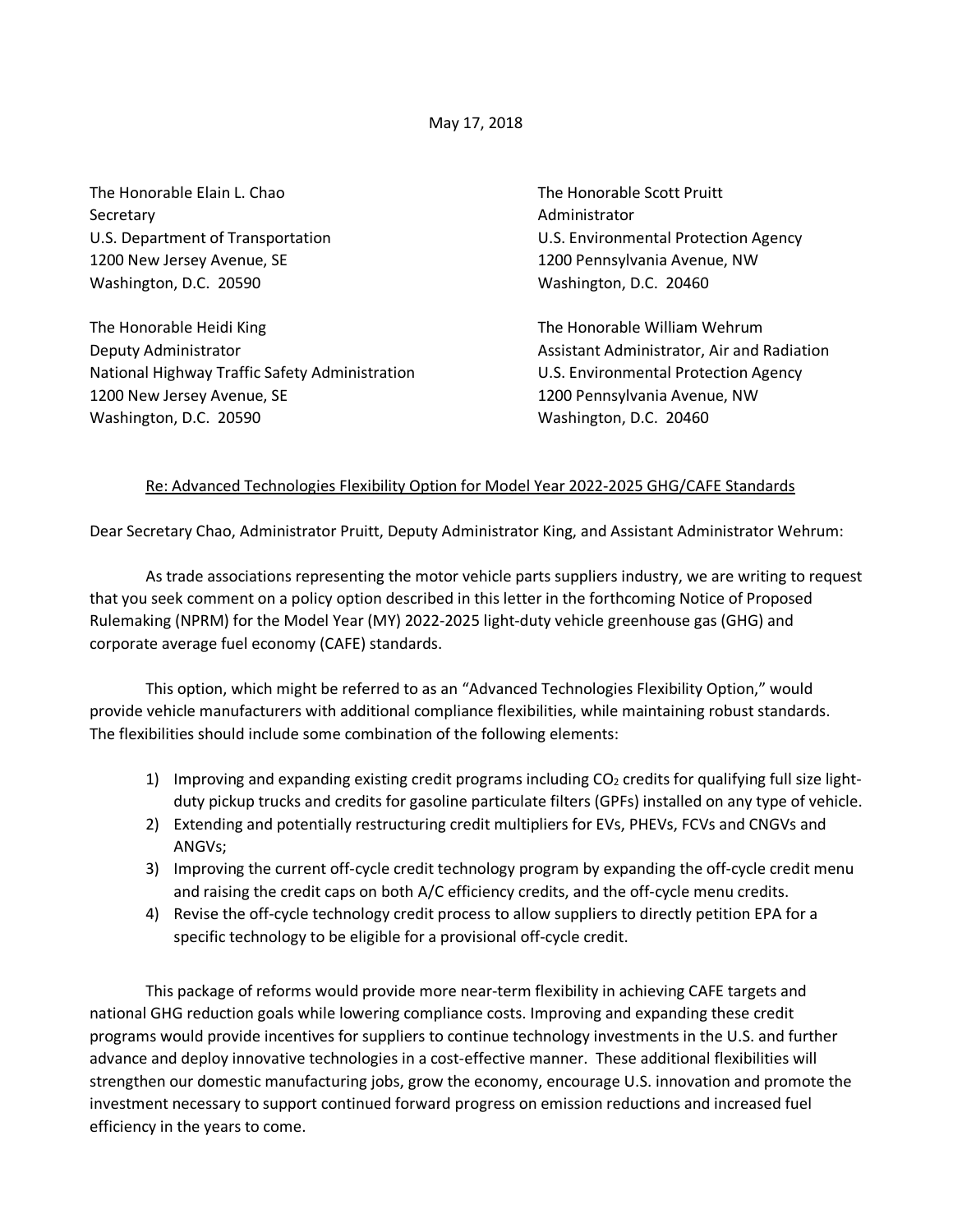May 17, 2018

The Honorable Elain L. Chao
Secretary
U.S. Department of Transportation
1200 New Jersey Avenue, SE
Washington, D.C. 20590

The Honorable Scott Pruitt
Administrator
U.S. Environmental Protection Agency
1200 Pennsylvania Avenue, NW
Washington, D.C. 20460

The Honorable Heidi King
Deputy Administrator
National Highway Traffic Safety Administration
1200 New Jersey Avenue, SE
Washington, D.C. 20590

The Honorable William Wehrum
Assistant Administrator, Air and Radiation
U.S. Environmental Protection Agency
1200 Pennsylvania Avenue, NW
Washington, D.C. 20460

Re: Advanced Technologies Flexibility Option for Model Year 2022-2025 GHG/CAFE Standards

Dear Secretary Chao, Administrator Pruitt, Deputy Administrator King, and Assistant Administrator Wehrum:

As trade associations representing the motor vehicle parts suppliers industry, we are writing to request that you seek comment on a policy option described in this letter in the forthcoming Notice of Proposed Rulemaking (NPRM) for the Model Year (MY) 2022-2025 light-duty vehicle greenhouse gas (GHG) and corporate average fuel economy (CAFE) standards.

This option, which might be referred to as an "Advanced Technologies Flexibility Option," would provide vehicle manufacturers with additional compliance flexibilities, while maintaining robust standards. The flexibilities should include some combination of the following elements:

1) Improving and expanding existing credit programs including $CO_2$ credits for qualifying full size light-duty pickup trucks and credits for gasoline particulate filters (GPFs) installed on any type of vehicle.
2) Extending and potentially restructuring credit multipliers for EVs, PHEVs, FCVs and CNGVs and ANGVs;
3) Improving the current off-cycle credit technology program by expanding the off-cycle credit menu and raising the credit caps on both A/C efficiency credits, and the off-cycle menu credits.
4) Revise the off-cycle technology credit process to allow suppliers to directly petition EPA for a specific technology to be eligible for a provisional off-cycle credit.

This package of reforms would provide more near-term flexibility in achieving CAFE targets and national GHG reduction goals while lowering compliance costs. Improving and expanding these credit programs would provide incentives for suppliers to continue technology investments in the U.S. and further advance and deploy innovative technologies in a cost-effective manner. These additional flexibilities will strengthen our domestic manufacturing jobs, grow the economy, encourage U.S. innovation and promote the investment necessary to support continued forward progress on emission reductions and increased fuel efficiency in the years to come.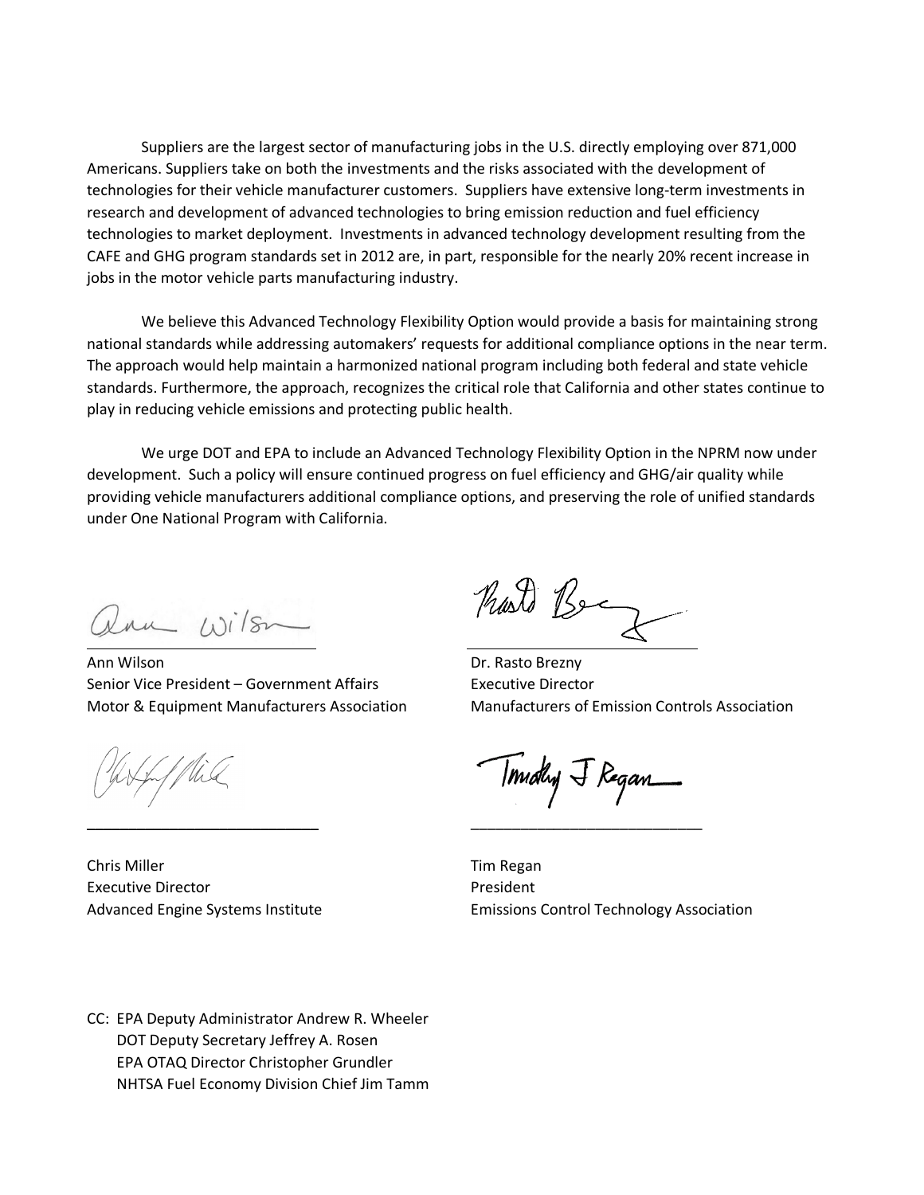Suppliers are the largest sector of manufacturing jobs in the U.S. directly employing over 871,000 Americans. Suppliers take on both the investments and the risks associated with the development of technologies for their vehicle manufacturer customers. Suppliers have extensive long-term investments in research and development of advanced technologies to bring emission reduction and fuel efficiency technologies to market deployment. Investments in advanced technology development resulting from the CAFE and GHG program standards set in 2012 are, in part, responsible for the nearly 20% recent increase in jobs in the motor vehicle parts manufacturing industry.

We believe this Advanced Technology Flexibility Option would provide a basis for maintaining strong national standards while addressing automakers' requests for additional compliance options in the near term. The approach would help maintain a harmonized national program including both federal and state vehicle standards. Furthermore, the approach, recognizes the critical role that California and other states continue to play in reducing vehicle emissions and protecting public health.

We urge DOT and EPA to include an Advanced Technology Flexibility Option in the NPRM now under development. Such a policy will ensure continued progress on fuel efficiency and GHG/air quality while providing vehicle manufacturers additional compliance options, and preserving the role of unified standards under One National Program with California.

Ann Wilson
Senior Vice President – Government Affairs
Motor & Equipment Manufacturers Association

Dr. Rasto Brezny
Executive Director
Manufacturers of Emission Controls Association

Chris Miller
Executive Director
Advanced Engine Systems Institute

Tim Regan
President
Emissions Control Technology Association

CC: EPA Deputy Administrator Andrew R. Wheeler
DOT Deputy Secretary Jeffrey A. Rosen
EPA OTAQ Director Christopher Grundler
NHTSA Fuel Economy Division Chief Jim Tamm